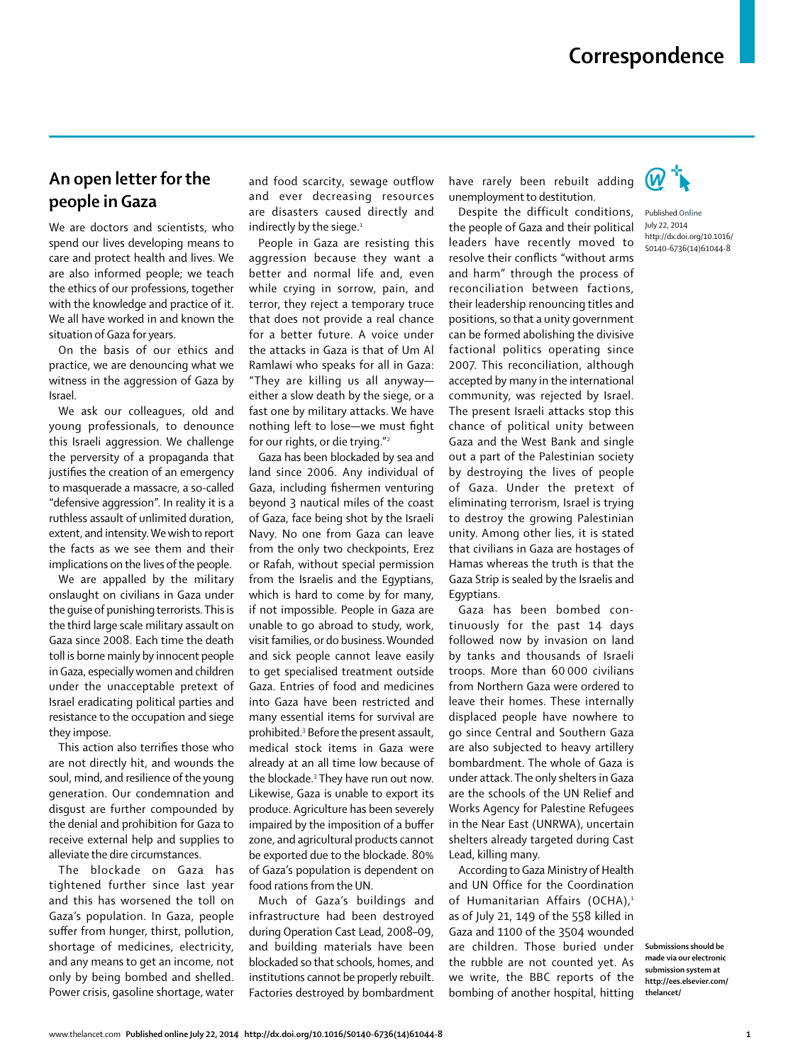# Correspondence

## An open letter for the people in Gaza

We are doctors and scientists, who spend our lives developing means to care and protect health and lives. We are also informed people; we teach the ethics of our professions, together with the knowledge and practice of it. We all have worked in and known the situation of Gaza for years.

On the basis of our ethics and practice, we are denouncing what we witness in the aggression of Gaza by Israel.

We ask our colleagues, old and young professionals, to denounce this Israeli aggression. We challenge the perversity of a propaganda that justifies the creation of an emergency to masquerade a massacre, a so-called "defensive aggression". In reality it is a ruthless assault of unlimited duration, extent, and intensity. We wish to report the facts as we see them and their implications on the lives of the people.

We are appalled by the military onslaught on civilians in Gaza under the guise of punishing terrorists. This is the third large scale military assault on Gaza since 2008. Each time the death toll is borne mainly by innocent people in Gaza, especially women and children under the unacceptable pretext of Israel eradicating political parties and resistance to the occupation and siege they impose.

This action also terrifies those who are not directly hit, and wounds the soul, mind, and resilience of the young generation. Our condemnation and disgust are further compounded by the denial and prohibition for Gaza to receive external help and supplies to alleviate the dire circumstances.

The blockade on Gaza has tightened further since last year and this has worsened the toll on Gaza's population. In Gaza, people suffer from hunger, thirst, pollution, shortage of medicines, electricity, and any means to get an income, not only by being bombed and shelled. Power crisis, gasoline shortage, water and food scarcity, sewage outflow and ever decreasing resources are disasters caused directly and indirectly by the siege.[1]

People in Gaza are resisting this aggression because they want a better and normal life and, even while crying in sorrow, pain, and terror, they reject a temporary truce that does not provide a real chance for a better future. A voice under the attacks in Gaza is that of Um Al Ramlawi who speaks for all in Gaza: "They are killing us all anyway—either a slow death by the siege, or a fast one by military attacks. We have nothing left to lose—we must fight for our rights, or die trying."[2]

Gaza has been blockaded by sea and land since 2006. Any individual of Gaza, including fishermen venturing beyond 3 nautical miles of the coast of Gaza, face being shot by the Israeli Navy. No one from Gaza can leave from the only two checkpoints, Erez or Rafah, without special permission from the Israelis and the Egyptians, which is hard to come by for many, if not impossible. People in Gaza are unable to go abroad to study, work, visit families, or do business. Wounded and sick people cannot leave easily to get specialised treatment outside Gaza. Entries of food and medicines into Gaza have been restricted and many essential items for survival are prohibited.[3] Before the present assault, medical stock items in Gaza were already at an all time low because of the blockade.[3] They have run out now. Likewise, Gaza is unable to export its produce. Agriculture has been severely impaired by the imposition of a buffer zone, and agricultural products cannot be exported due to the blockade. 80% of Gaza's population is dependent on food rations from the UN.

Much of Gaza's buildings and infrastructure had been destroyed during Operation Cast Lead, 2008–09, and building materials have been blockaded so that schools, homes, and institutions cannot be properly rebuilt. Factories destroyed by bombardment have rarely been rebuilt adding unemployment to destitution.

Despite the difficult conditions, the people of Gaza and their political leaders have recently moved to resolve their conflicts "without arms and harm" through the process of reconciliation between factions, their leadership renouncing titles and positions, so that a unity government can be formed abolishing the divisive factional politics operating since 2007. This reconciliation, although accepted by many in the international community, was rejected by Israel. The present Israeli attacks stop this chance of political unity between Gaza and the West Bank and single out a part of the Palestinian society by destroying the lives of people of Gaza. Under the pretext of eliminating terrorism, Israel is trying to destroy the growing Palestinian unity. Among other lies, it is stated that civilians in Gaza are hostages of Hamas whereas the truth is that the Gaza Strip is sealed by the Israelis and Egyptians.

Gaza has been bombed continuously for the past 14 days followed now by invasion on land by tanks and thousands of Israeli troops. More than 60 000 civilians from Northern Gaza were ordered to leave their homes. These internally displaced people have nowhere to go since Central and Southern Gaza are also subjected to heavy artillery bombardment. The whole of Gaza is under attack. The only shelters in Gaza are the schools of the UN Relief and Works Agency for Palestine Refugees in the Near East (UNRWA), uncertain shelters already targeted during Cast Lead, killing many.

According to Gaza Ministry of Health and UN Office for the Coordination of Humanitarian Affairs (OCHA),[1] as of July 21, 149 of the 558 killed in Gaza and 1100 of the 3504 wounded are children. Those buried under the rubble are not counted yet. As we write, the BBC reports of the bombing of another hospital, hitting

Published Online
July 22, 2014
http://dx.doi.org/10.1016/S0140-6736(14)61044-8

Submissions should be made via our electronic submission system at http://ees.elsevier.com/thelancet/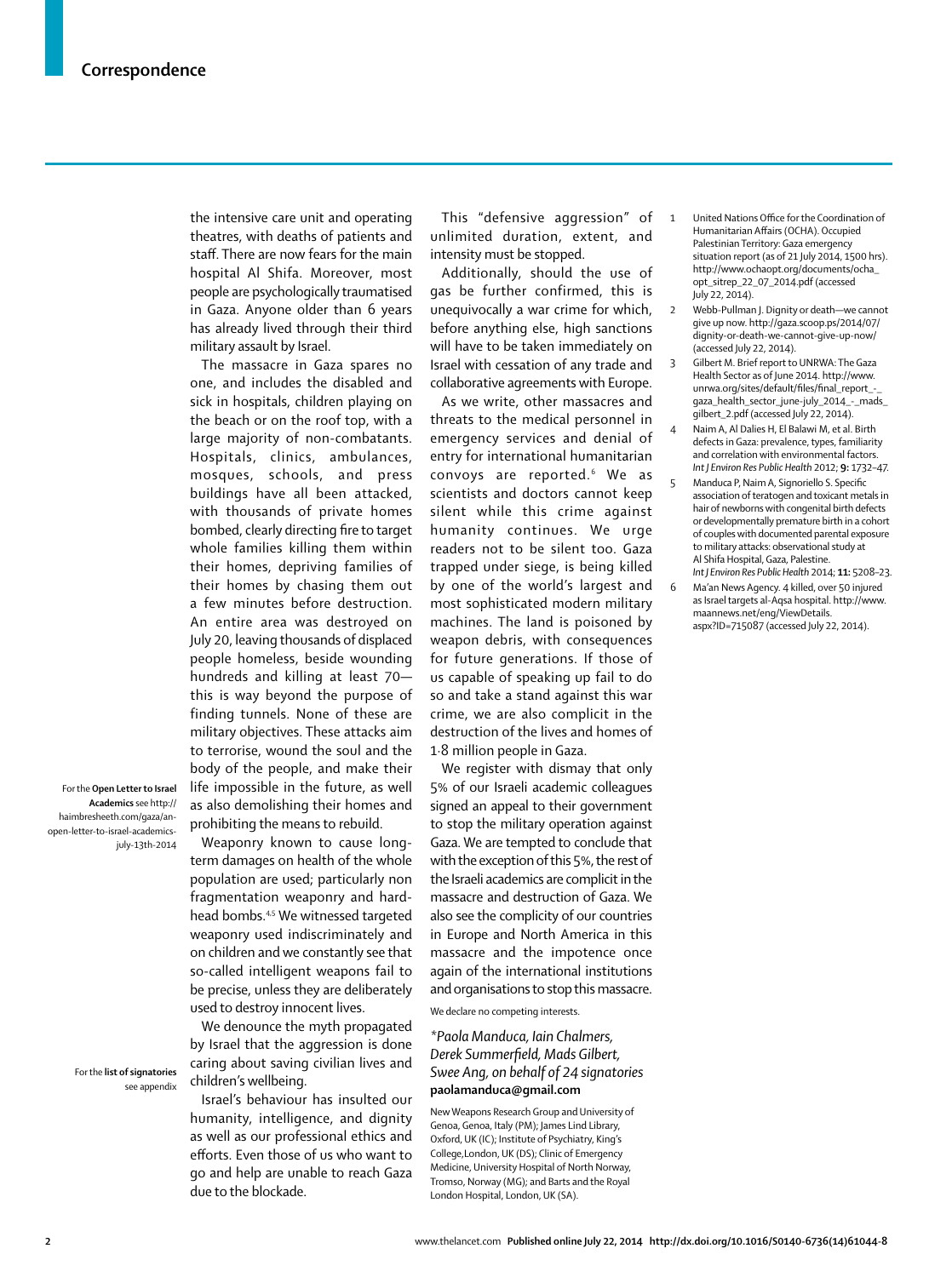## Correspondence

the intensive care unit and operating theatres, with deaths of patients and staff. There are now fears for the main hospital Al Shifa. Moreover, most people are psychologically traumatised in Gaza. Anyone older than 6 years has already lived through their third military assault by Israel.

The massacre in Gaza spares no one, and includes the disabled and sick in hospitals, children playing on the beach or on the roof top, with a large majority of non-combatants. Hospitals, clinics, ambulances, mosques, schools, and press buildings have all been attacked, with thousands of private homes bombed, clearly directing fire to target whole families killing them within their homes, depriving families of their homes by chasing them out a few minutes before destruction. An entire area was destroyed on July 20, leaving thousands of displaced people homeless, beside wounding hundreds and killing at least 70—this is way beyond the purpose of finding tunnels. None of these are military objectives. These attacks aim to terrorise, wound the soul and the body of the people, and make their life impossible in the future, as well as also demolishing their homes and prohibiting the means to rebuild.

For the **Open Letter to Israel Academics** see http://haimbresheeth.com/gaza/an-open-letter-to-israel-academics-july-13th-2014

Weaponry known to cause long-term damages on health of the whole population are used; particularly non fragmentation weaponry and hard-head bombs.[4,5] We witnessed targeted weaponry used indiscriminately and on children and we constantly see that so-called intelligent weapons fail to be precise, unless they are deliberately used to destroy innocent lives.

We denounce the myth propagated by Israel that the aggression is done caring about saving civilian lives and children's wellbeing.

For the **list of signatories** see appendix

Israel's behaviour has insulted our humanity, intelligence, and dignity as well as our professional ethics and efforts. Even those of us who want to go and help are unable to reach Gaza due to the blockade.

This "defensive aggression" of unlimited duration, extent, and intensity must be stopped.

Additionally, should the use of gas be further confirmed, this is unequivocally a war crime for which, before anything else, high sanctions will have to be taken immediately on Israel with cessation of any trade and collaborative agreements with Europe.

As we write, other massacres and threats to the medical personnel in emergency services and denial of entry for international humanitarian convoys are reported.[6] We as scientists and doctors cannot keep silent while this crime against humanity continues. We urge readers not to be silent too. Gaza trapped under siege, is being killed by one of the world's largest and most sophisticated modern military machines. The land is poisoned by weapon debris, with consequences for future generations. If those of us capable of speaking up fail to do so and take a stand against this war crime, we are also complicit in the destruction of the lives and homes of 1·8 million people in Gaza.

We register with dismay that only 5% of our Israeli academic colleagues signed an appeal to their government to stop the military operation against Gaza. We are tempted to conclude that with the exception of this 5%, the rest of the Israeli academics are complicit in the massacre and destruction of Gaza. We also see the complicity of our countries in Europe and North America in this massacre and the impotence once again of the international institutions and organisations to stop this massacre.

We declare no competing interests.

*\*Paola Manduca, Iain Chalmers, Derek Summerfield, Mads Gilbert, Swee Ang, on behalf of 24 signatories*
**paolamanduca@gmail.com**

New Weapons Research Group and University of Genoa, Genoa, Italy (PM); James Lind Library, Oxford, UK (IC); Institute of Psychiatry, King's College,London, UK (DS); Clinic of Emergency Medicine, University Hospital of North Norway, Tromso, Norway (MG); and Barts and the Royal London Hospital, London, UK (SA).

1. United Nations Office for the Coordination of Humanitarian Affairs (OCHA). Occupied Palestinian Territory: Gaza emergency situation report (as of 21 July 2014, 1500 hrs). http://www.ochaopt.org/documents/ocha_opt_sitrep_22_07_2014.pdf (accessed July 22, 2014).
2. Webb-Pullman J. Dignity or death—we cannot give up now. http://gaza.scoop.ps/2014/07/dignity-or-death-we-cannot-give-up-now/ (accessed July 22, 2014).
3. Gilbert M. Brief report to UNRWA: The Gaza Health Sector as of June 2014. http://www.unrwa.org/sites/default/files/final_report_-_gaza_health_sector_june-july_2014_-_mads_gilbert_2.pdf (accessed July 22, 2014).
4. Naim A, Al Dalies H, El Balawi M, et al. Birth defects in Gaza: prevalence, types, familiarity and correlation with environmental factors. *Int J Environ Res Public Health* 2012; **9:** 1732–47.
5. Manduca P, Naim A, Signoriello S. Specific association of teratogen and toxicant metals in hair of newborns with congenital birth defects or developmentally premature birth in a cohort of couples with documented parental exposure to military attacks: observational study at Al Shifa Hospital, Gaza, Palestine. *Int J Environ Res Public Health* 2014; **11:** 5208–23.
6. Ma'an News Agency. 4 killed, over 50 injured as Israel targets al-Aqsa hospital. http://www.maannews.net/eng/ViewDetails.aspx?ID=715087 (accessed July 22, 2014).